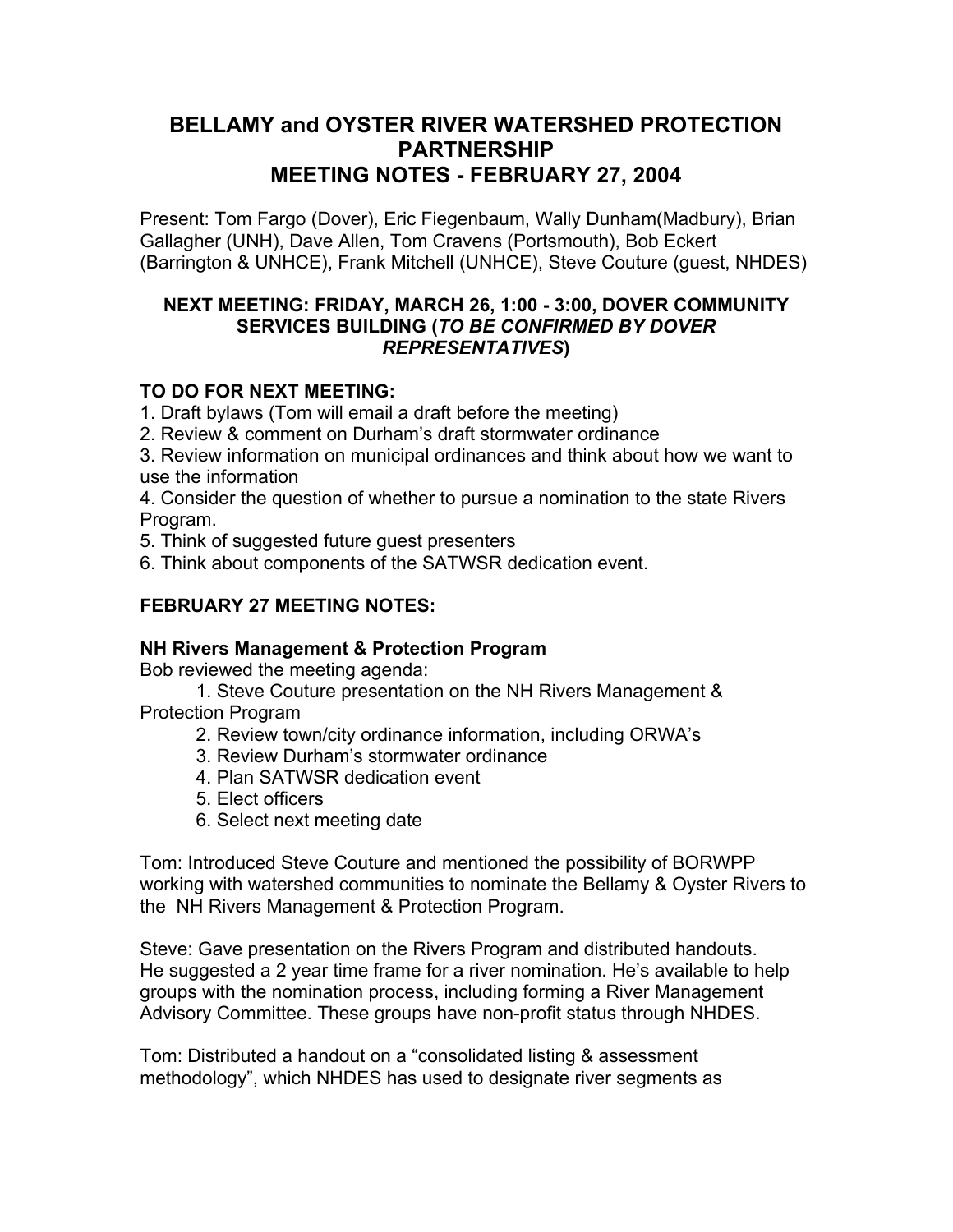# BELLAMY and OYSTER RIVER WATERSHED PROTECTION PARTNERSHIP
# MEETING NOTES - FEBRUARY 27, 2004

Present: Tom Fargo (Dover), Eric Fiegenbaum, Wally Dunham(Madbury), Brian Gallagher (UNH), Dave Allen, Tom Cravens (Portsmouth), Bob Eckert (Barrington & UNHCE), Frank Mitchell (UNHCE), Steve Couture (guest, NHDES)

**NEXT MEETING: FRIDAY, MARCH 26, 1:00 - 3:00, DOVER COMMUNITY SERVICES BUILDING (*TO BE CONFIRMED BY DOVER REPRESENTATIVES*)**

**TO DO FOR NEXT MEETING:**

1. Draft bylaws (Tom will email a draft before the meeting)
2. Review & comment on Durham's draft stormwater ordinance
3. Review information on municipal ordinances and think about how we want to use the information
4. Consider the question of whether to pursue a nomination to the state Rivers Program.
5. Think of suggested future guest presenters
6. Think about components of the SATWSR dedication event.

**FEBRUARY 27 MEETING NOTES:**

**NH Rivers Management & Protection Program**

Bob reviewed the meeting agenda:

1. Steve Couture presentation on the NH Rivers Management & Protection Program
2. Review town/city ordinance information, including ORWA's
3. Review Durham's stormwater ordinance
4. Plan SATWSR dedication event
5. Elect officers
6. Select next meeting date

Tom: Introduced Steve Couture and mentioned the possibility of BORWPP working with watershed communities to nominate the Bellamy & Oyster Rivers to the NH Rivers Management & Protection Program.

Steve: Gave presentation on the Rivers Program and distributed handouts. He suggested a 2 year time frame for a river nomination. He's available to help groups with the nomination process, including forming a River Management Advisory Committee. These groups have non-profit status through NHDES.

Tom: Distributed a handout on a "consolidated listing & assessment methodology", which NHDES has used to designate river segments as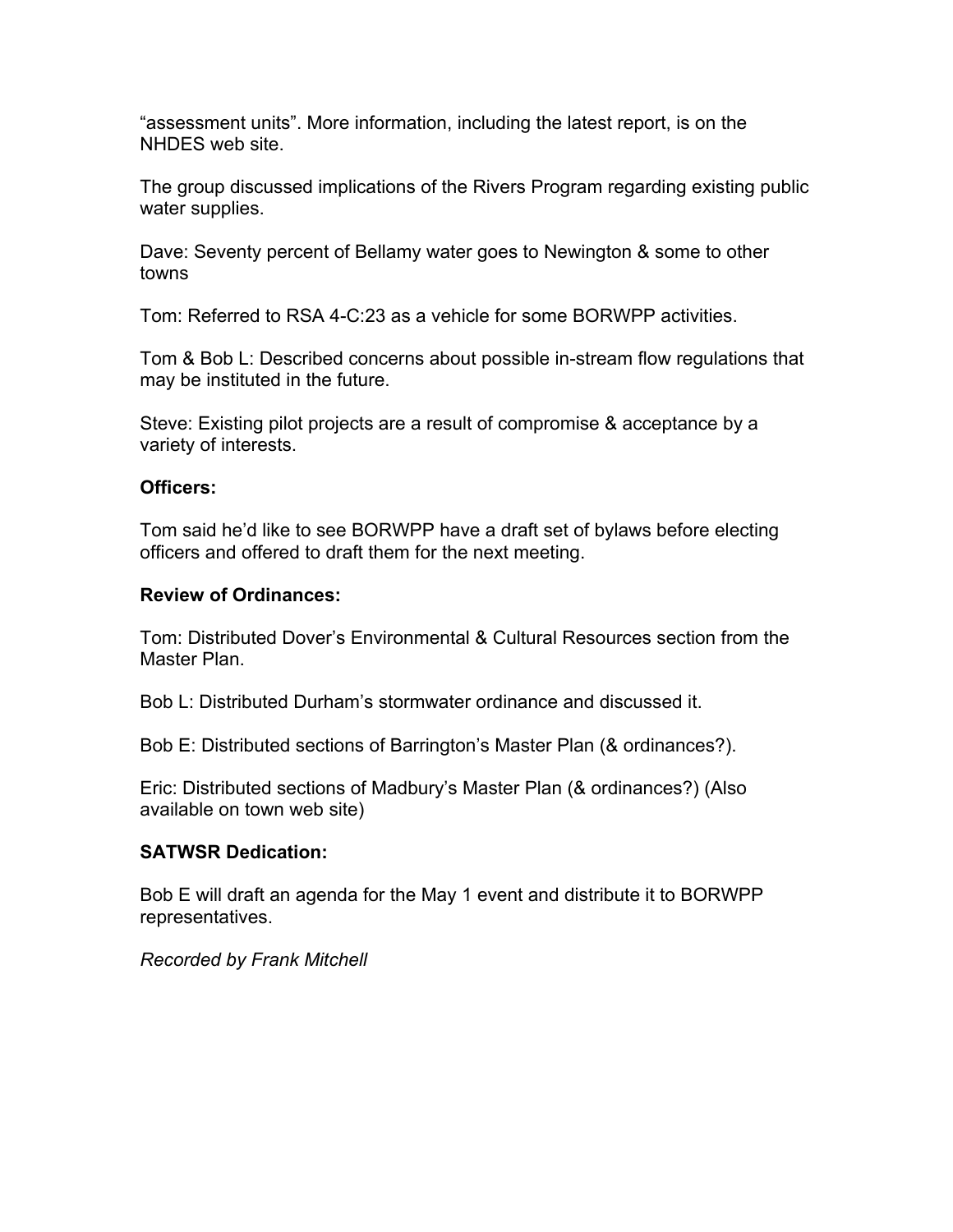"assessment units". More information, including the latest report, is on the NHDES web site.

The group discussed implications of the Rivers Program regarding existing public water supplies.

Dave: Seventy percent of Bellamy water goes to Newington & some to other towns

Tom: Referred to RSA 4-C:23 as a vehicle for some BORWPP activities.

Tom & Bob L: Described concerns about possible in-stream flow regulations that may be instituted in the future.

Steve: Existing pilot projects are a result of compromise & acceptance by a variety of interests.

**Officers:**

Tom said he'd like to see BORWPP have a draft set of bylaws before electing officers and offered to draft them for the next meeting.

**Review of Ordinances:**

Tom: Distributed Dover's Environmental & Cultural Resources section from the Master Plan.

Bob L: Distributed Durham's stormwater ordinance and discussed it.

Bob E: Distributed sections of Barrington's Master Plan (& ordinances?).

Eric: Distributed sections of Madbury's Master Plan (& ordinances?) (Also available on town web site)

**SATWSR Dedication:**

Bob E will draft an agenda for the May 1 event and distribute it to BORWPP representatives.

*Recorded by Frank Mitchell*